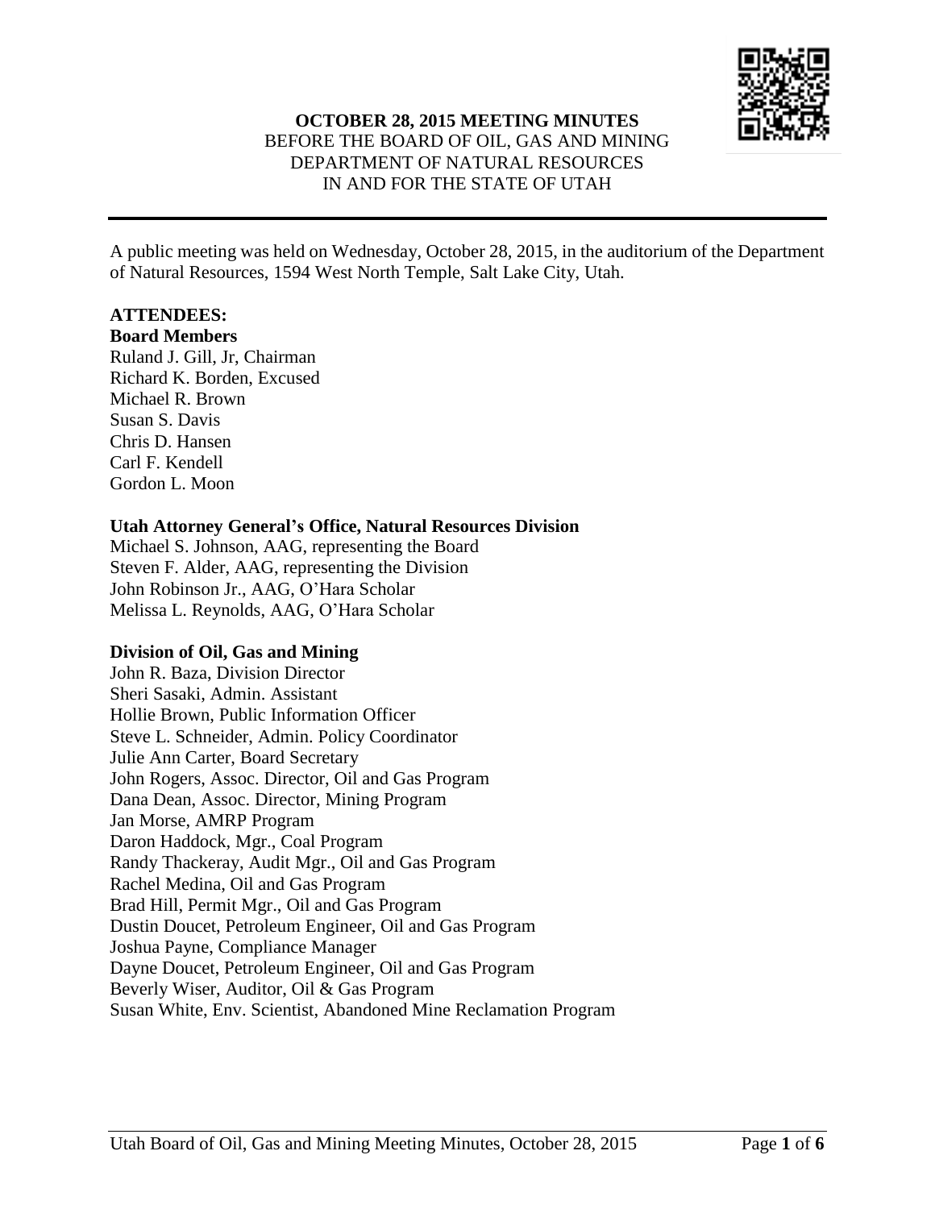**OCTOBER 28, 2015 MEETING MINUTES**
BEFORE THE BOARD OF OIL, GAS AND MINING
DEPARTMENT OF NATURAL RESOURCES
IN AND FOR THE STATE OF UTAH

---

A public meeting was held on Wednesday, October 28, 2015, in the auditorium of the Department of Natural Resources, 1594 West North Temple, Salt Lake City, Utah.

**ATTENDEES:**

**Board Members**
Ruland J. Gill, Jr, Chairman
Richard K. Borden, Excused
Michael R. Brown
Susan S. Davis
Chris D. Hansen
Carl F. Kendell
Gordon L. Moon

**Utah Attorney General's Office, Natural Resources Division**
Michael S. Johnson, AAG, representing the Board
Steven F. Alder, AAG, representing the Division
John Robinson Jr., AAG, O'Hara Scholar
Melissa L. Reynolds, AAG, O'Hara Scholar

**Division of Oil, Gas and Mining**
John R. Baza, Division Director
Sheri Sasaki, Admin. Assistant
Hollie Brown, Public Information Officer
Steve L. Schneider, Admin. Policy Coordinator
Julie Ann Carter, Board Secretary
John Rogers, Assoc. Director, Oil and Gas Program
Dana Dean, Assoc. Director, Mining Program
Jan Morse, AMRP Program
Daron Haddock, Mgr., Coal Program
Randy Thackeray, Audit Mgr., Oil and Gas Program
Rachel Medina, Oil and Gas Program
Brad Hill, Permit Mgr., Oil and Gas Program
Dustin Doucet, Petroleum Engineer, Oil and Gas Program
Joshua Payne, Compliance Manager
Dayne Doucet, Petroleum Engineer, Oil and Gas Program
Beverly Wiser, Auditor, Oil & Gas Program
Susan White, Env. Scientist, Abandoned Mine Reclamation Program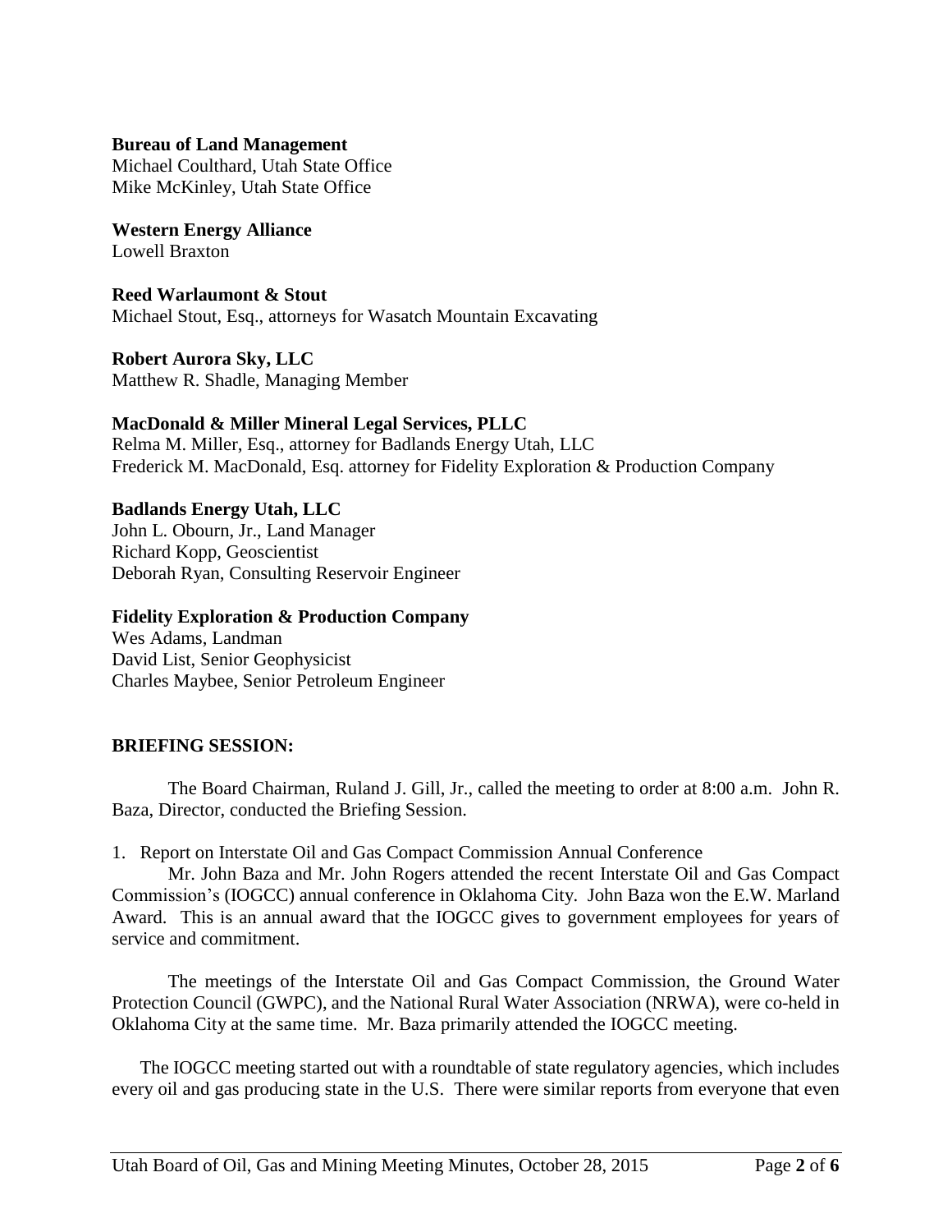**Bureau of Land Management**
Michael Coulthard, Utah State Office
Mike McKinley, Utah State Office

**Western Energy Alliance**
Lowell Braxton

**Reed Warlaumont & Stout**
Michael Stout, Esq., attorneys for Wasatch Mountain Excavating

**Robert Aurora Sky, LLC**
Matthew R. Shadle, Managing Member

**MacDonald & Miller Mineral Legal Services, PLLC**
Relma M. Miller, Esq., attorney for Badlands Energy Utah, LLC
Frederick M. MacDonald, Esq. attorney for Fidelity Exploration & Production Company

**Badlands Energy Utah, LLC**
John L. Obourn, Jr., Land Manager
Richard Kopp, Geoscientist
Deborah Ryan, Consulting Reservoir Engineer

**Fidelity Exploration & Production Company**
Wes Adams, Landman
David List, Senior Geophysicist
Charles Maybee, Senior Petroleum Engineer

**BRIEFING SESSION:**

The Board Chairman, Ruland J. Gill, Jr., called the meeting to order at 8:00 a.m. John R. Baza, Director, conducted the Briefing Session.

1. Report on Interstate Oil and Gas Compact Commission Annual Conference

Mr. John Baza and Mr. John Rogers attended the recent Interstate Oil and Gas Compact Commission's (IOGCC) annual conference in Oklahoma City. John Baza won the E.W. Marland Award. This is an annual award that the IOGCC gives to government employees for years of service and commitment.

The meetings of the Interstate Oil and Gas Compact Commission, the Ground Water Protection Council (GWPC), and the National Rural Water Association (NRWA), were co-held in Oklahoma City at the same time. Mr. Baza primarily attended the IOGCC meeting.

The IOGCC meeting started out with a roundtable of state regulatory agencies, which includes every oil and gas producing state in the U.S. There were similar reports from everyone that even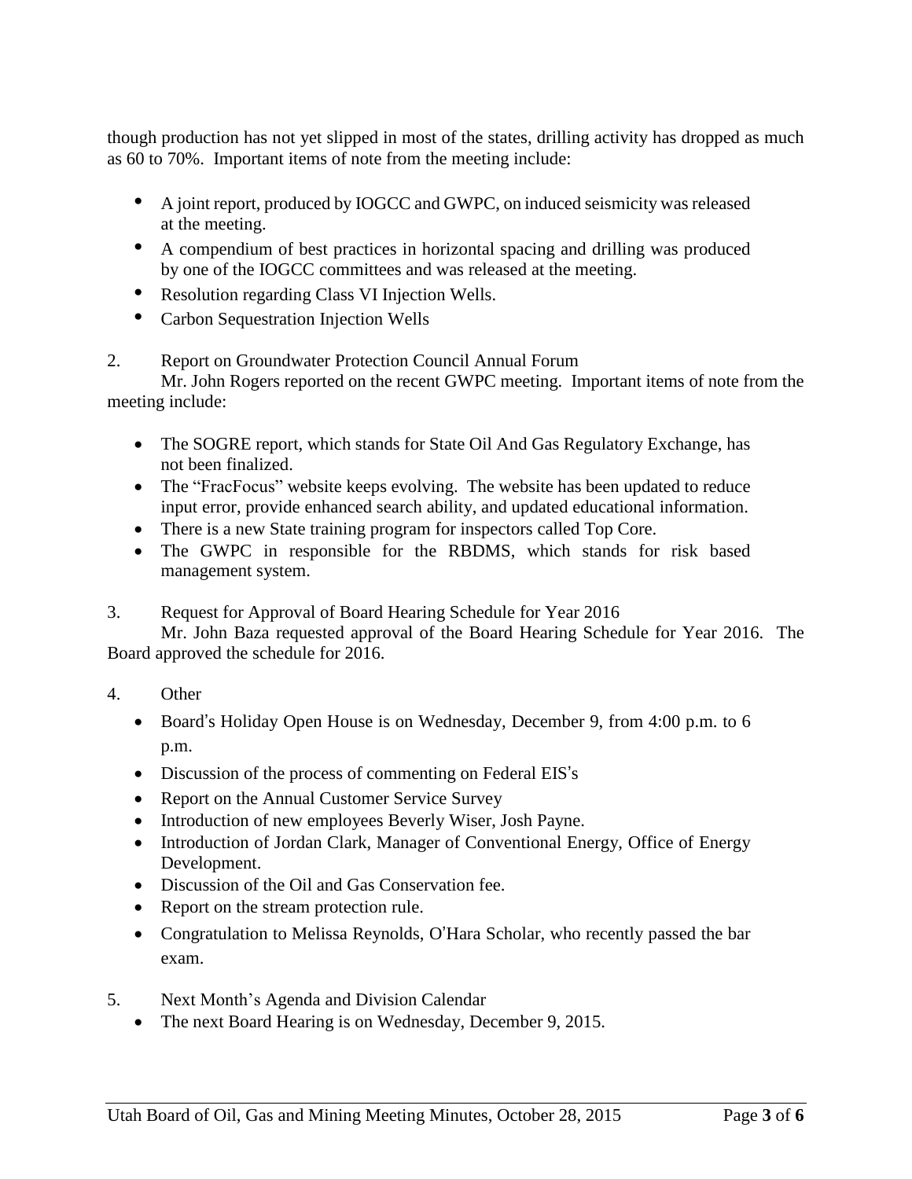though production has not yet slipped in most of the states, drilling activity has dropped as much as 60 to 70%. Important items of note from the meeting include:

- A joint report, produced by IOGCC and GWPC, on induced seismicity was released at the meeting.
- A compendium of best practices in horizontal spacing and drilling was produced by one of the IOGCC committees and was released at the meeting.
- Resolution regarding Class VI Injection Wells.
- Carbon Sequestration Injection Wells

2. Report on Groundwater Protection Council Annual Forum

Mr. John Rogers reported on the recent GWPC meeting. Important items of note from the meeting include:

- The SOGRE report, which stands for State Oil And Gas Regulatory Exchange, has not been finalized.
- The "FracFocus" website keeps evolving. The website has been updated to reduce input error, provide enhanced search ability, and updated educational information.
- There is a new State training program for inspectors called Top Core.
- The GWPC in responsible for the RBDMS, which stands for risk based management system.

3. Request for Approval of Board Hearing Schedule for Year 2016

Mr. John Baza requested approval of the Board Hearing Schedule for Year 2016. The Board approved the schedule for 2016.

4. Other

- Board's Holiday Open House is on Wednesday, December 9, from 4:00 p.m. to 6 p.m.
- Discussion of the process of commenting on Federal EIS's
- Report on the Annual Customer Service Survey
- Introduction of new employees Beverly Wiser, Josh Payne.
- Introduction of Jordan Clark, Manager of Conventional Energy, Office of Energy Development.
- Discussion of the Oil and Gas Conservation fee.
- Report on the stream protection rule.
- Congratulation to Melissa Reynolds, O'Hara Scholar, who recently passed the bar exam.

5. Next Month's Agenda and Division Calendar

- The next Board Hearing is on Wednesday, December 9, 2015.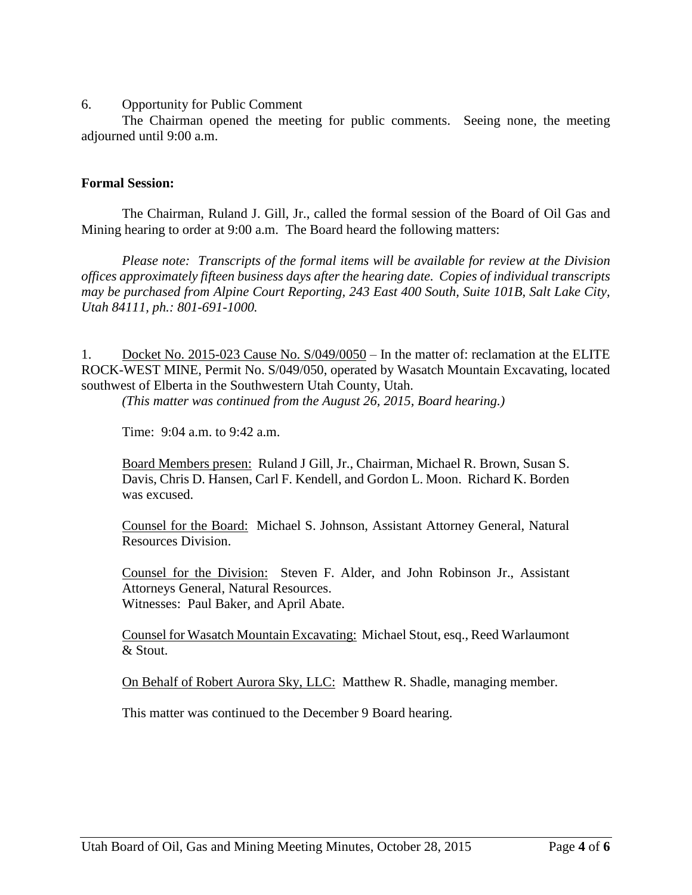6. Opportunity for Public Comment

The Chairman opened the meeting for public comments. Seeing none, the meeting adjourned until 9:00 a.m.

**Formal Session:**

The Chairman, Ruland J. Gill, Jr., called the formal session of the Board of Oil Gas and Mining hearing to order at 9:00 a.m. The Board heard the following matters:

*Please note: Transcripts of the formal items will be available for review at the Division offices approximately fifteen business days after the hearing date. Copies of individual transcripts may be purchased from Alpine Court Reporting, 243 East 400 South, Suite 101B, Salt Lake City, Utah 84111, ph.: 801-691-1000.*

1. Docket No. 2015-023 Cause No. S/049/0050 – In the matter of: reclamation at the ELITE ROCK-WEST MINE, Permit No. S/049/050, operated by Wasatch Mountain Excavating, located southwest of Elberta in the Southwestern Utah County, Utah.
*(This matter was continued from the August 26, 2015, Board hearing.)*

Time: 9:04 a.m. to 9:42 a.m.

Board Members presen: Ruland J Gill, Jr., Chairman, Michael R. Brown, Susan S. Davis, Chris D. Hansen, Carl F. Kendell, and Gordon L. Moon. Richard K. Borden was excused.

Counsel for the Board: Michael S. Johnson, Assistant Attorney General, Natural Resources Division.

Counsel for the Division: Steven F. Alder, and John Robinson Jr., Assistant Attorneys General, Natural Resources.
Witnesses: Paul Baker, and April Abate.

Counsel for Wasatch Mountain Excavating: Michael Stout, esq., Reed Warlaumont & Stout.

On Behalf of Robert Aurora Sky, LLC: Matthew R. Shadle, managing member.

This matter was continued to the December 9 Board hearing.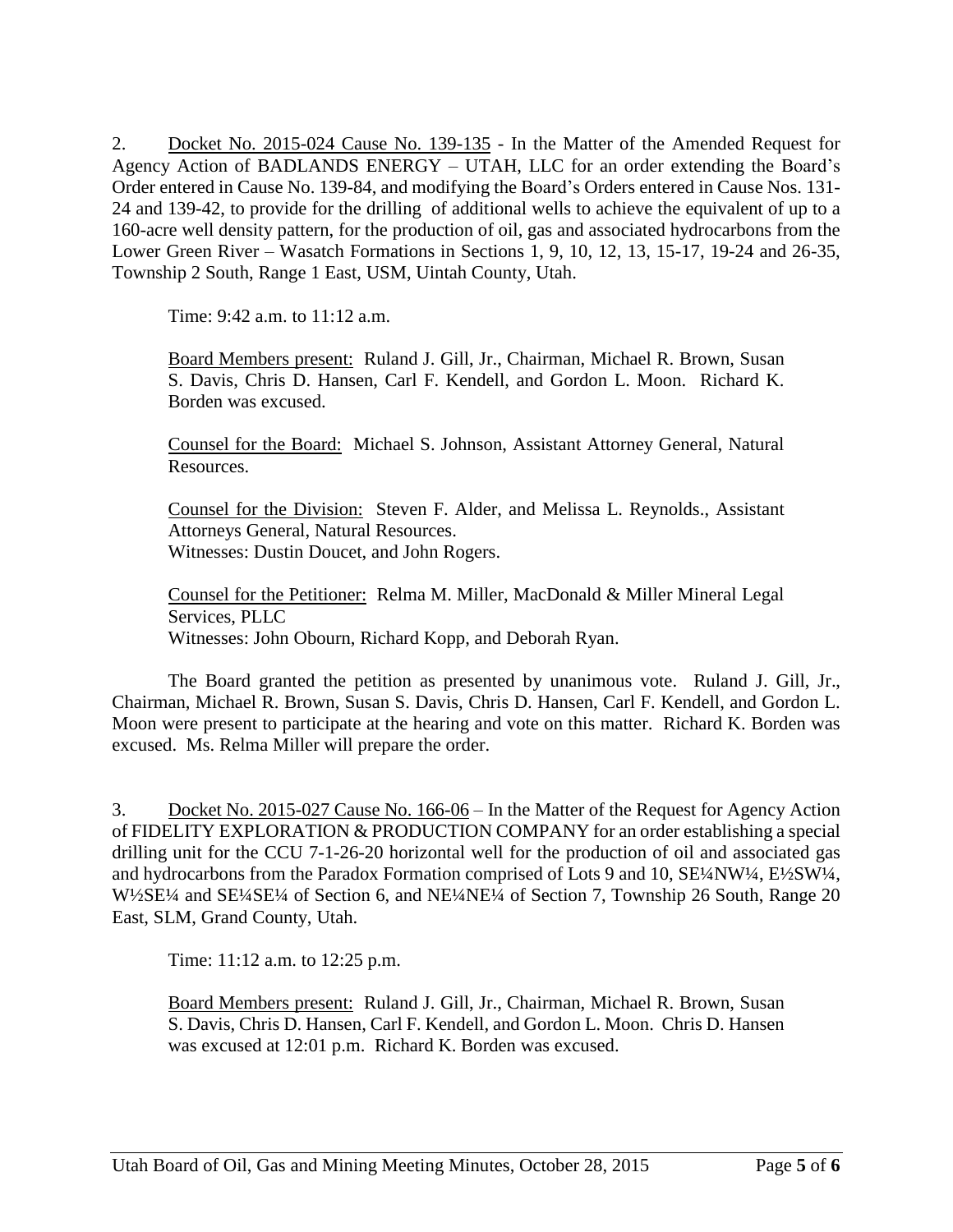2. Docket No. 2015-024 Cause No. 139-135 - In the Matter of the Amended Request for Agency Action of BADLANDS ENERGY – UTAH, LLC for an order extending the Board's Order entered in Cause No. 139-84, and modifying the Board's Orders entered in Cause Nos. 131-24 and 139-42, to provide for the drilling of additional wells to achieve the equivalent of up to a 160-acre well density pattern, for the production of oil, gas and associated hydrocarbons from the Lower Green River – Wasatch Formations in Sections 1, 9, 10, 12, 13, 15-17, 19-24 and 26-35, Township 2 South, Range 1 East, USM, Uintah County, Utah.

Time: 9:42 a.m. to 11:12 a.m.

Board Members present: Ruland J. Gill, Jr., Chairman, Michael R. Brown, Susan S. Davis, Chris D. Hansen, Carl F. Kendell, and Gordon L. Moon. Richard K. Borden was excused.

Counsel for the Board: Michael S. Johnson, Assistant Attorney General, Natural Resources.

Counsel for the Division: Steven F. Alder, and Melissa L. Reynolds., Assistant Attorneys General, Natural Resources.
Witnesses: Dustin Doucet, and John Rogers.

Counsel for the Petitioner: Relma M. Miller, MacDonald & Miller Mineral Legal Services, PLLC
Witnesses: John Obourn, Richard Kopp, and Deborah Ryan.

The Board granted the petition as presented by unanimous vote. Ruland J. Gill, Jr., Chairman, Michael R. Brown, Susan S. Davis, Chris D. Hansen, Carl F. Kendell, and Gordon L. Moon were present to participate at the hearing and vote on this matter. Richard K. Borden was excused. Ms. Relma Miller will prepare the order.

3. Docket No. 2015-027 Cause No. 166-06 – In the Matter of the Request for Agency Action of FIDELITY EXPLORATION & PRODUCTION COMPANY for an order establishing a special drilling unit for the CCU 7-1-26-20 horizontal well for the production of oil and associated gas and hydrocarbons from the Paradox Formation comprised of Lots 9 and 10, SE¼NW¼, E½SW¼, W½SE¼ and SE¼SE¼ of Section 6, and NE¼NE¼ of Section 7, Township 26 South, Range 20 East, SLM, Grand County, Utah.

Time: 11:12 a.m. to 12:25 p.m.

Board Members present: Ruland J. Gill, Jr., Chairman, Michael R. Brown, Susan S. Davis, Chris D. Hansen, Carl F. Kendell, and Gordon L. Moon. Chris D. Hansen was excused at 12:01 p.m. Richard K. Borden was excused.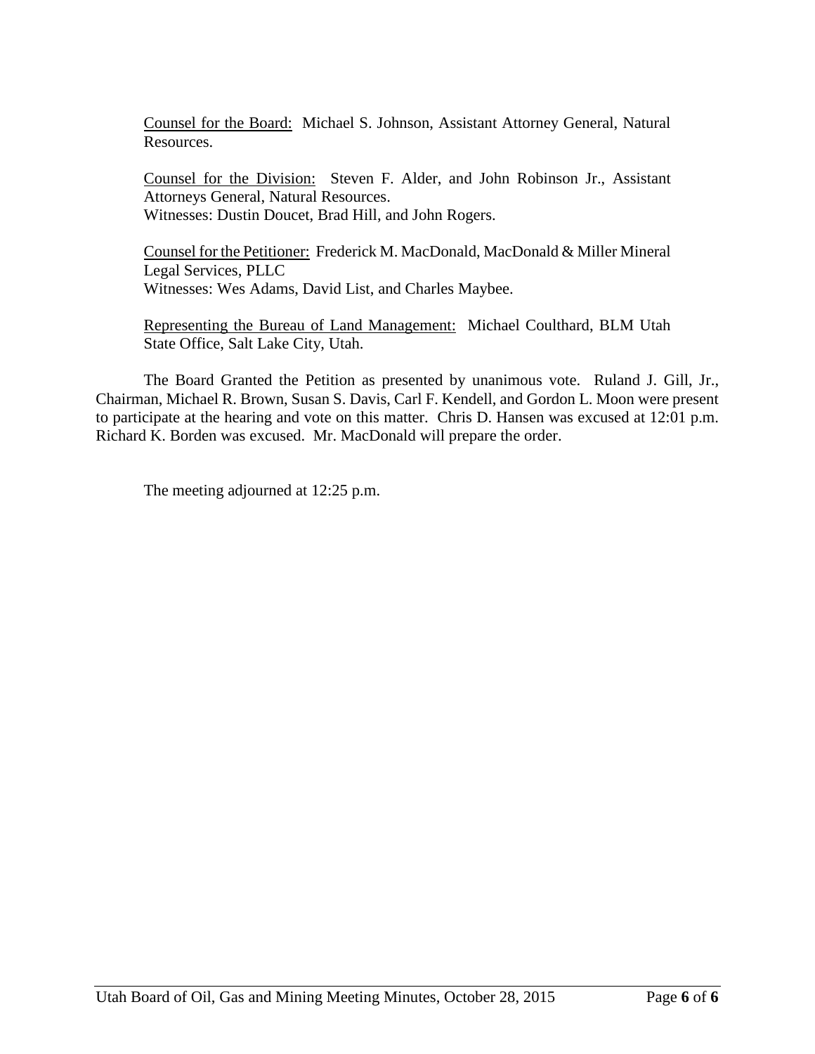Counsel for the Board: Michael S. Johnson, Assistant Attorney General, Natural Resources.

Counsel for the Division: Steven F. Alder, and John Robinson Jr., Assistant Attorneys General, Natural Resources.
Witnesses: Dustin Doucet, Brad Hill, and John Rogers.

Counsel for the Petitioner: Frederick M. MacDonald, MacDonald & Miller Mineral Legal Services, PLLC
Witnesses: Wes Adams, David List, and Charles Maybee.

Representing the Bureau of Land Management: Michael Coulthard, BLM Utah State Office, Salt Lake City, Utah.

The Board Granted the Petition as presented by unanimous vote. Ruland J. Gill, Jr., Chairman, Michael R. Brown, Susan S. Davis, Carl F. Kendell, and Gordon L. Moon were present to participate at the hearing and vote on this matter. Chris D. Hansen was excused at 12:01 p.m. Richard K. Borden was excused. Mr. MacDonald will prepare the order.

The meeting adjourned at 12:25 p.m.